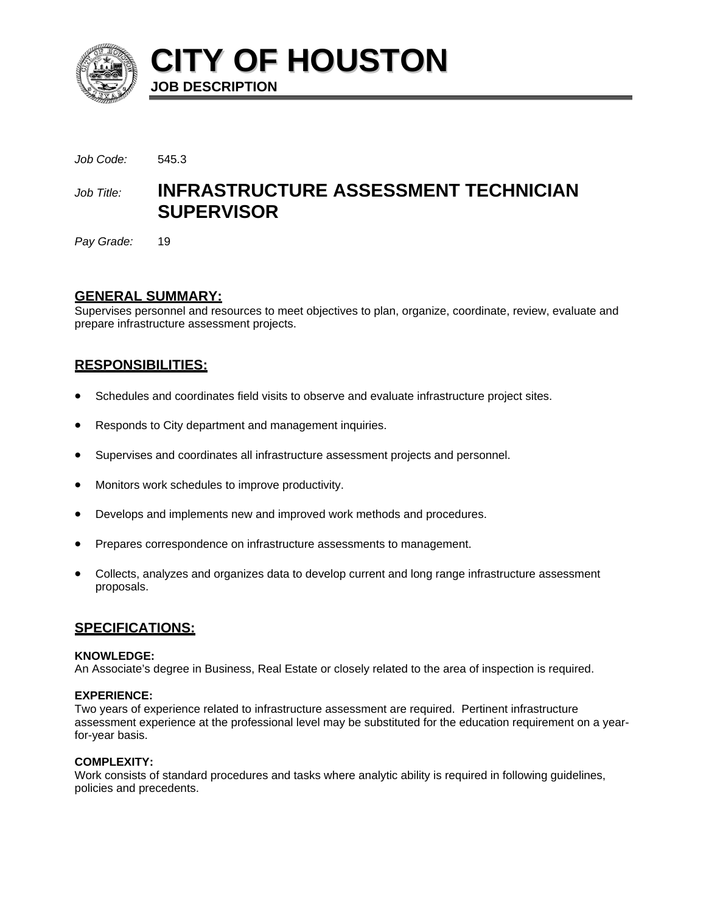# CITY OF HOUSTON

**JOB DESCRIPTION**

*Job Code:* 545.3

*Job Title:* **INFRASTRUCTURE ASSESSMENT TECHNICIAN SUPERVISOR**

*Pay Grade:* 19

## GENERAL SUMMARY:

Supervises personnel and resources to meet objectives to plan, organize, coordinate, review, evaluate and prepare infrastructure assessment projects.

## RESPONSIBILITIES:

- Schedules and coordinates field visits to observe and evaluate infrastructure project sites.
- Responds to City department and management inquiries.
- Supervises and coordinates all infrastructure assessment projects and personnel.
- Monitors work schedules to improve productivity.
- Develops and implements new and improved work methods and procedures.
- Prepares correspondence on infrastructure assessments to management.
- Collects, analyzes and organizes data to develop current and long range infrastructure assessment proposals.

## SPECIFICATIONS:

**KNOWLEDGE:**

An Associate's degree in Business, Real Estate or closely related to the area of inspection is required.

**EXPERIENCE:**

Two years of experience related to infrastructure assessment are required. Pertinent infrastructure assessment experience at the professional level may be substituted for the education requirement on a year-for-year basis.

**COMPLEXITY:**

Work consists of standard procedures and tasks where analytic ability is required in following guidelines, policies and precedents.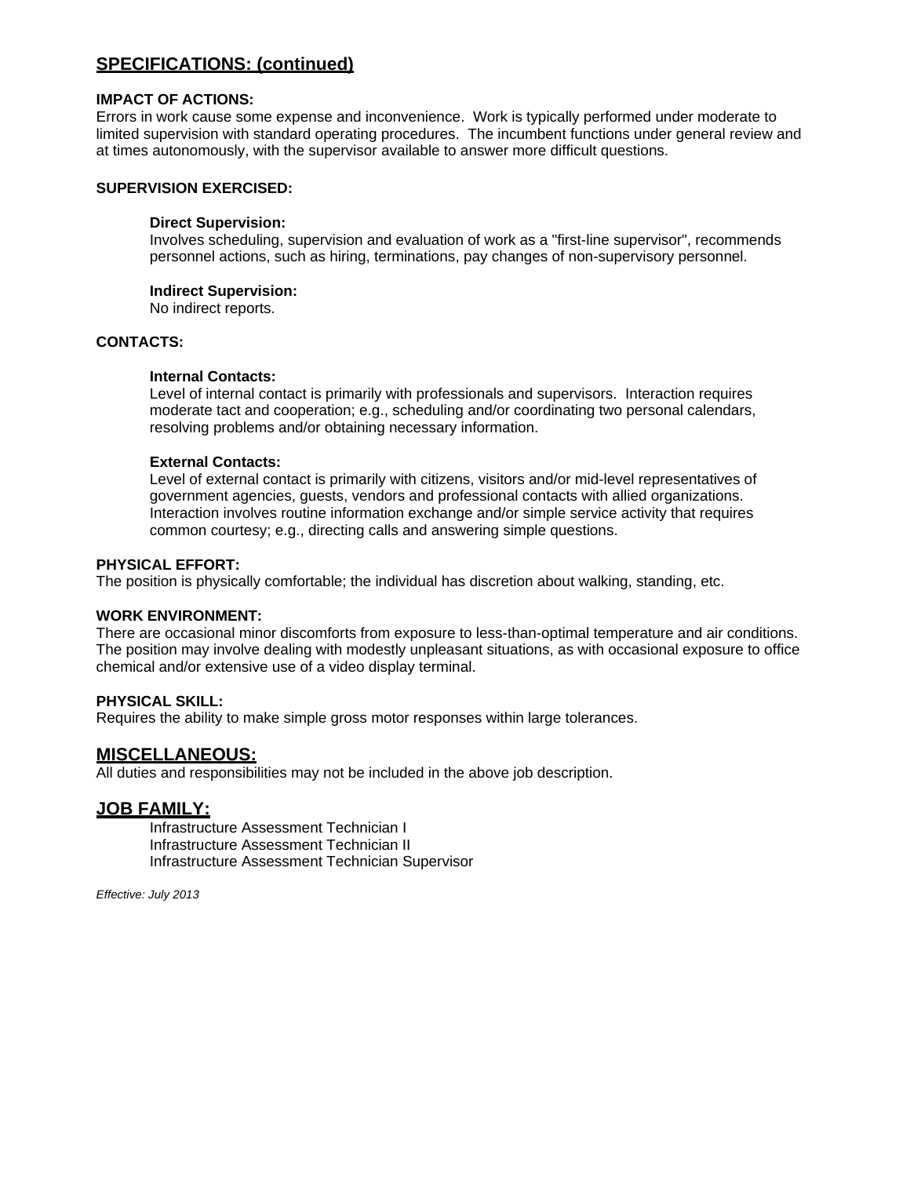## SPECIFICATIONS: (continued)

**IMPACT OF ACTIONS:**
Errors in work cause some expense and inconvenience. Work is typically performed under moderate to limited supervision with standard operating procedures. The incumbent functions under general review and at times autonomously, with the supervisor available to answer more difficult questions.

**SUPERVISION EXERCISED:**

**Direct Supervision:**
Involves scheduling, supervision and evaluation of work as a "first-line supervisor", recommends personnel actions, such as hiring, terminations, pay changes of non-supervisory personnel.

**Indirect Supervision:**
No indirect reports.

**CONTACTS:**

**Internal Contacts:**
Level of internal contact is primarily with professionals and supervisors. Interaction requires moderate tact and cooperation; e.g., scheduling and/or coordinating two personal calendars, resolving problems and/or obtaining necessary information.

**External Contacts:**
Level of external contact is primarily with citizens, visitors and/or mid-level representatives of government agencies, guests, vendors and professional contacts with allied organizations. Interaction involves routine information exchange and/or simple service activity that requires common courtesy; e.g., directing calls and answering simple questions.

**PHYSICAL EFFORT:**
The position is physically comfortable; the individual has discretion about walking, standing, etc.

**WORK ENVIRONMENT:**
There are occasional minor discomforts from exposure to less-than-optimal temperature and air conditions. The position may involve dealing with modestly unpleasant situations, as with occasional exposure to office chemical and/or extensive use of a video display terminal.

**PHYSICAL SKILL:**
Requires the ability to make simple gross motor responses within large tolerances.

## MISCELLANEOUS:

All duties and responsibilities may not be included in the above job description.

## JOB FAMILY:

Infrastructure Assessment Technician I
Infrastructure Assessment Technician II
Infrastructure Assessment Technician Supervisor

*Effective: July 2013*